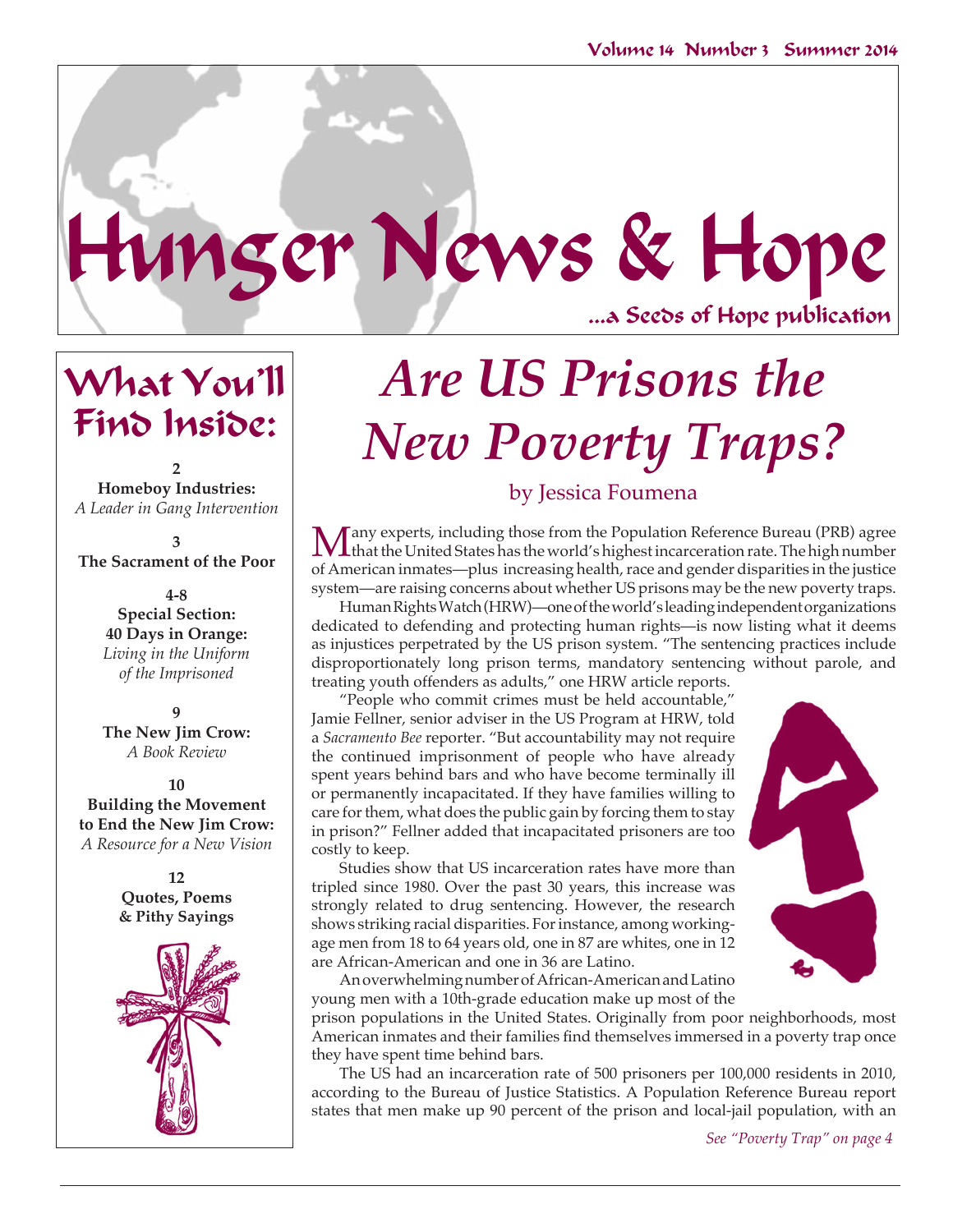# Hunger News & Hope

...a Seeds of Hope publication

## What You'll Find Inside:

**2**
**Homeboy Industries:**
*A Leader in Gang Intervention*

**3**
**The Sacrament of the Poor**

**4-8**
**Special Section:**
**40 Days in Orange:**
*Living in the Uniform of the Imprisoned*

**9**
**The New Jim Crow:**
*A Book Review*

**10**
**Building the Movement to End the New Jim Crow:**
*A Resource for a New Vision*

**12**
**Quotes, Poems & Pithy Sayings**

# *Are US Prisons the New Poverty Traps?*

by Jessica Foumena

Many experts, including those from the Population Reference Bureau (PRB) agree that the United States has the world's highest incarceration rate. The high number of American inmates—plus increasing health, race and gender disparities in the justice system—are raising concerns about whether US prisons may be the new poverty traps.

Human Rights Watch (HRW)—one of the world's leading independent organizations dedicated to defending and protecting human rights—is now listing what it deems as injustices perpetrated by the US prison system. "The sentencing practices include disproportionately long prison terms, mandatory sentencing without parole, and treating youth offenders as adults," one HRW article reports.

"People who commit crimes must be held accountable," Jamie Fellner, senior adviser in the US Program at HRW, told a *Sacramento Bee* reporter. "But accountability may not require the continued imprisonment of people who have already spent years behind bars and who have become terminally ill or permanently incapacitated. If they have families willing to care for them, what does the public gain by forcing them to stay in prison?" Fellner added that incapacitated prisoners are too costly to keep.

Studies show that US incarceration rates have more than tripled since 1980. Over the past 30 years, this increase was strongly related to drug sentencing. However, the research shows striking racial disparities. For instance, among working-age men from 18 to 64 years old, one in 87 are whites, one in 12 are African-American and one in 36 are Latino.

An overwhelming number of African-American and Latino young men with a 10th-grade education make up most of the prison populations in the United States. Originally from poor neighborhoods, most American inmates and their families find themselves immersed in a poverty trap once they have spent time behind bars.

The US had an incarceration rate of 500 prisoners per 100,000 residents in 2010, according to the Bureau of Justice Statistics. A Population Reference Bureau report states that men make up 90 percent of the prison and local-jail population, with an

*See "Poverty Trap" on page 4*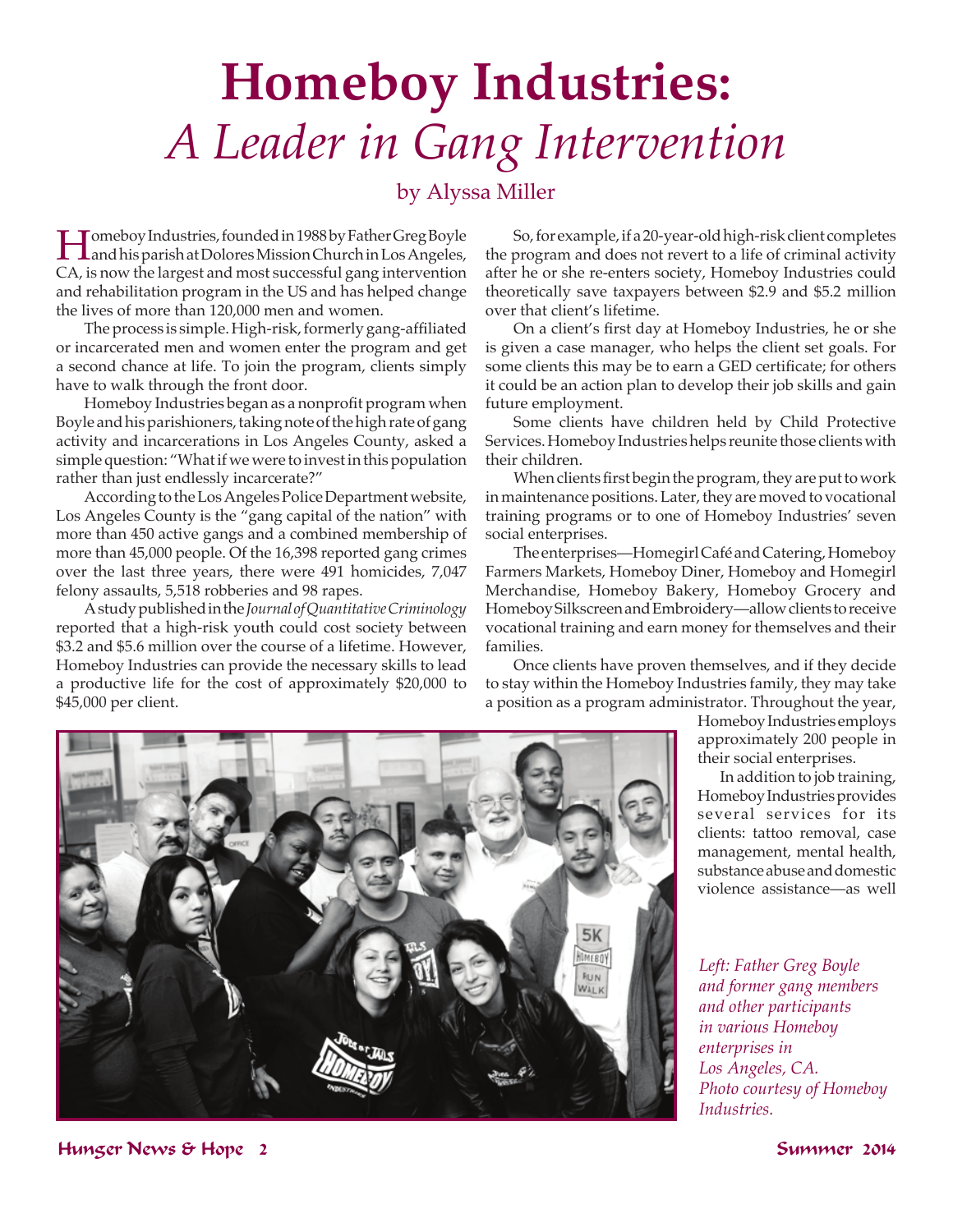# Homeboy Industries: *A Leader in Gang Intervention*

by Alyssa Miller

Homeboy Industries, founded in 1988 by Father Greg Boyle and his parish at Dolores Mission Church in Los Angeles, CA, is now the largest and most successful gang intervention and rehabilitation program in the US and has helped change the lives of more than 120,000 men and women.

The process is simple. High-risk, formerly gang-affiliated or incarcerated men and women enter the program and get a second chance at life. To join the program, clients simply have to walk through the front door.

Homeboy Industries began as a nonprofit program when Boyle and his parishioners, taking note of the high rate of gang activity and incarcerations in Los Angeles County, asked a simple question: "What if we were to invest in this population rather than just endlessly incarcerate?"

According to the Los Angeles Police Department website, Los Angeles County is the "gang capital of the nation" with more than 450 active gangs and a combined membership of more than 45,000 people. Of the 16,398 reported gang crimes over the last three years, there were 491 homicides, 7,047 felony assaults, 5,518 robberies and 98 rapes.

A study published in the *Journal of Quantitative Criminology* reported that a high-risk youth could cost society between $3.2 and $5.6 million over the course of a lifetime. However, Homeboy Industries can provide the necessary skills to lead a productive life for the cost of approximately $20,000 to $45,000 per client.

So, for example, if a 20-year-old high-risk client completes the program and does not revert to a life of criminal activity after he or she re-enters society, Homeboy Industries could theoretically save taxpayers between $2.9 and $5.2 million over that client's lifetime.

On a client's first day at Homeboy Industries, he or she is given a case manager, who helps the client set goals. For some clients this may be to earn a GED certificate; for others it could be an action plan to develop their job skills and gain future employment.

Some clients have children held by Child Protective Services. Homeboy Industries helps reunite those clients with their children.

When clients first begin the program, they are put to work in maintenance positions. Later, they are moved to vocational training programs or to one of Homeboy Industries' seven social enterprises.

The enterprises—Homegirl Café and Catering, Homeboy Farmers Markets, Homeboy Diner, Homeboy and Homegirl Merchandise, Homeboy Bakery, Homeboy Grocery and Homeboy Silkscreen and Embroidery—allow clients to receive vocational training and earn money for themselves and their families.

Once clients have proven themselves, and if they decide to stay within the Homeboy Industries family, they may take a position as a program administrator. Throughout the year, Homeboy Industries employs approximately 200 people in their social enterprises.

In addition to job training, Homeboy Industries provides several services for its clients: tattoo removal, case management, mental health, substance abuse and domestic violence assistance—as well

*Left: Father Greg Boyle and former gang members and other participants in various Homeboy enterprises in Los Angeles, CA. Photo courtesy of Homeboy Industries.*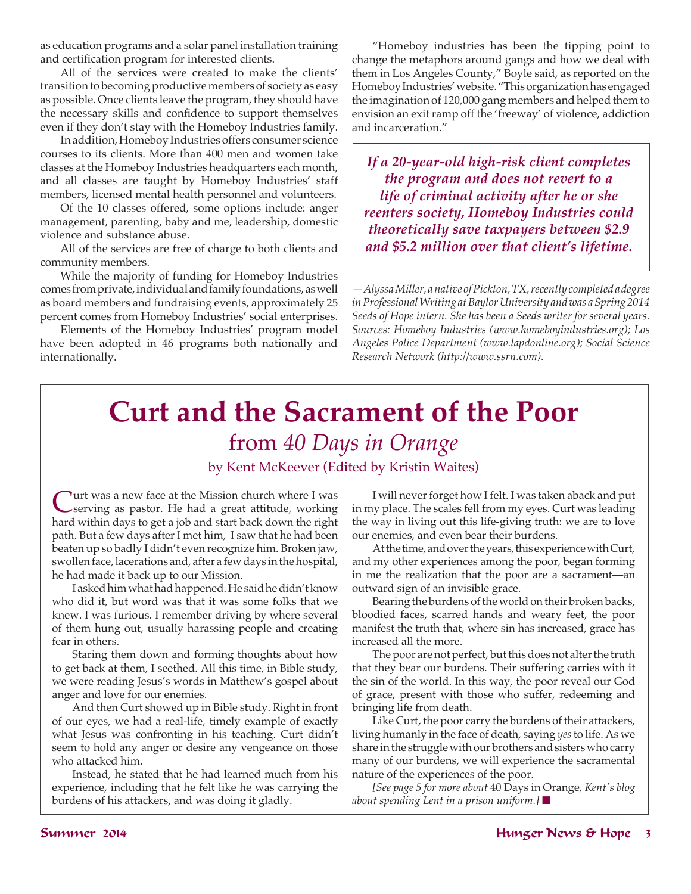as education programs and a solar panel installation training and certification program for interested clients.

All of the services were created to make the clients' transition to becoming productive members of society as easy as possible. Once clients leave the program, they should have the necessary skills and confidence to support themselves even if they don't stay with the Homeboy Industries family.

In addition, Homeboy Industries offers consumer science courses to its clients. More than 400 men and women take classes at the Homeboy Industries headquarters each month, and all classes are taught by Homeboy Industries' staff members, licensed mental health personnel and volunteers.

Of the 10 classes offered, some options include: anger management, parenting, baby and me, leadership, domestic violence and substance abuse.

All of the services are free of charge to both clients and community members.

While the majority of funding for Homeboy Industries comes from private, individual and family foundations, as well as board members and fundraising events, approximately 25 percent comes from Homeboy Industries' social enterprises.

Elements of the Homeboy Industries' program model have been adopted in 46 programs both nationally and internationally.

"Homeboy industries has been the tipping point to change the metaphors around gangs and how we deal with them in Los Angeles County," Boyle said, as reported on the Homeboy Industries' website. "This organization has engaged the imagination of 120,000 gang members and helped them to envision an exit ramp off the 'freeway' of violence, addiction and incarceration."

> ***If a 20-year-old high-risk client completes the program and does not revert to a life of criminal activity after he or she reenters society, Homeboy Industries could theoretically save taxpayers between $2.9 and $5.2 million over that client's lifetime.***

*—Alyssa Miller, a native of Pickton, TX, recently completed a degree in Professional Writing at Baylor University and was a Spring 2014 Seeds of Hope intern. She has been a Seeds writer for several years. Sources: Homeboy Industries (www.homeboyindustries.org); Los Angeles Police Department (www.lapdonline.org); Social Science Research Network (http://www.ssrn.com).*

# Curt and the Sacrament of the Poor

## from *40 Days in Orange*

by Kent McKeever (Edited by Kristin Waites)

Curt was a new face at the Mission church where I was serving as pastor. He had a great attitude, working hard within days to get a job and start back down the right path. But a few days after I met him, I saw that he had been beaten up so badly I didn't even recognize him. Broken jaw, swollen face, lacerations and, after a few days in the hospital, he had made it back up to our Mission.

I asked him what had happened. He said he didn't know who did it, but word was that it was some folks that we knew. I was furious. I remember driving by where several of them hung out, usually harassing people and creating fear in others.

Staring them down and forming thoughts about how to get back at them, I seethed. All this time, in Bible study, we were reading Jesus's words in Matthew's gospel about anger and love for our enemies.

And then Curt showed up in Bible study. Right in front of our eyes, we had a real-life, timely example of exactly what Jesus was confronting in his teaching. Curt didn't seem to hold any anger or desire any vengeance on those who attacked him.

Instead, he stated that he had learned much from his experience, including that he felt like he was carrying the burdens of his attackers, and was doing it gladly.

I will never forget how I felt. I was taken aback and put in my place. The scales fell from my eyes. Curt was leading the way in living out this life-giving truth: we are to love our enemies, and even bear their burdens.

At the time, and over the years, this experience with Curt, and my other experiences among the poor, began forming in me the realization that the poor are a sacrament—an outward sign of an invisible grace.

Bearing the burdens of the world on their broken backs, bloodied faces, scarred hands and weary feet, the poor manifest the truth that, where sin has increased, grace has increased all the more.

The poor are not perfect, but this does not alter the truth that they bear our burdens. Their suffering carries with it the sin of the world. In this way, the poor reveal our God of grace, present with those who suffer, redeeming and bringing life from death.

Like Curt, the poor carry the burdens of their attackers, living humanly in the face of death, saying *yes* to life. As we share in the struggle with our brothers and sisters who carry many of our burdens, we will experience the sacramental nature of the experiences of the poor.

*[See page 5 for more about* 40 Days in Orange*, Kent's blog about spending Lent in a prison uniform.]* ■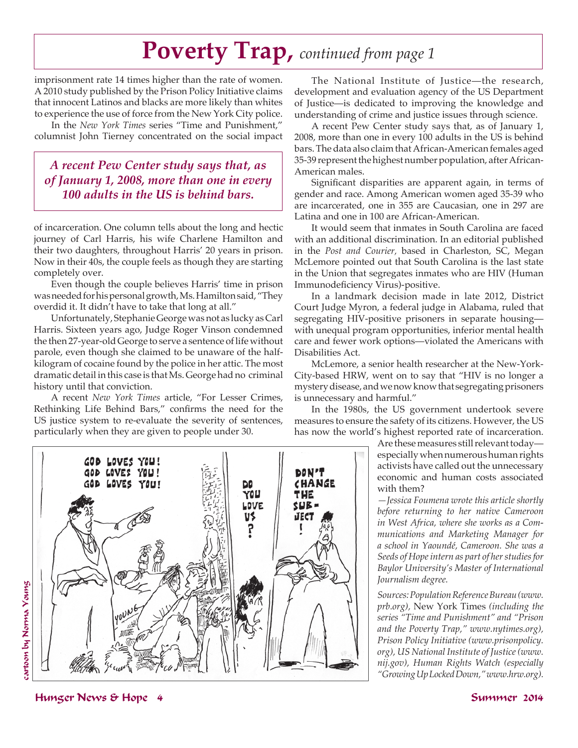# Poverty Trap, *continued from page 1*

imprisonment rate 14 times higher than the rate of women. A 2010 study published by the Prison Policy Initiative claims that innocent Latinos and blacks are more likely than whites to experience the use of force from the New York City police.

In the *New York Times* series "Time and Punishment," columnist John Tierney concentrated on the social impact of incarceration. One column tells about the long and hectic journey of Carl Harris, his wife Charlene Hamilton and their two daughters, throughout Harris' 20 years in prison. Now in their 40s, the couple feels as though they are starting completely over.

> ***A recent Pew Center study says that, as of January 1, 2008, more than one in every 100 adults in the US is behind bars.***

Even though the couple believes Harris' time in prison was needed for his personal growth, Ms. Hamilton said, "They overdid it. It didn't have to take that long at all."

Unfortunately, Stephanie George was not as lucky as Carl Harris. Sixteen years ago, Judge Roger Vinson condemned the then 27-year-old George to serve a sentence of life without parole, even though she claimed to be unaware of the half-kilogram of cocaine found by the police in her attic. The most dramatic detail in this case is that Ms. George had no criminal history until that conviction.

A recent *New York Times* article, "For Lesser Crimes, Rethinking Life Behind Bars," confirms the need for the US justice system to re-evaluate the severity of sentences, particularly when they are given to people under 30.

The National Institute of Justice—the research, development and evaluation agency of the US Department of Justice—is dedicated to improving the knowledge and understanding of crime and justice issues through science.

A recent Pew Center study says that, as of January 1, 2008, more than one in every 100 adults in the US is behind bars. The data also claim that African-American females aged 35-39 represent the highest number population, after African-American males.

Significant disparities are apparent again, in terms of gender and race. Among American women aged 35-39 who are incarcerated, one in 355 are Caucasian, one in 297 are Latina and one in 100 are African-American.

It would seem that inmates in South Carolina are faced with an additional discrimination. In an editorial published in the *Post and Courier,* based in Charleston, SC, Megan McLemore pointed out that South Carolina is the last state in the Union that segregates inmates who are HIV (Human Immunodeficiency Virus)-positive.

In a landmark decision made in late 2012, District Court Judge Myron, a federal judge in Alabama, ruled that segregating HIV-positive prisoners in separate housing—with unequal program opportunities, inferior mental health care and fewer work options—violated the Americans with Disabilities Act.

McLemore, a senior health researcher at the New-York-City-based HRW, went on to say that "HIV is no longer a mystery disease, and we now know that segregating prisoners is unnecessary and harmful."

In the 1980s, the US government undertook severe measures to ensure the safety of its citizens. However, the US has now the world's highest reported rate of incarceration. Are these measures still relevant today—especially when numerous human rights activists have called out the unnecessary economic and human costs associated with them?

*—Jessica Foumena wrote this article shortly before returning to her native Cameroon in West Africa, where she works as a Communications and Marketing Manager for a school in Yaoundé, Cameroon. She was a Seeds of Hope intern as part of her studies for Baylor University's Master of International Journalism degree.*

*Sources: Population Reference Bureau (www.prb.org),* New York Times *(including the series "Time and Punishment" and "Prison and the Poverty Trap," www.nytimes.org), Prison Policy Initiative (www.prisonpolicy.org), US National Institute of Justice (www.nij.gov), Human Rights Watch (especially "Growing Up Locked Down," www.hrw.org).*

cartoon by Norma Young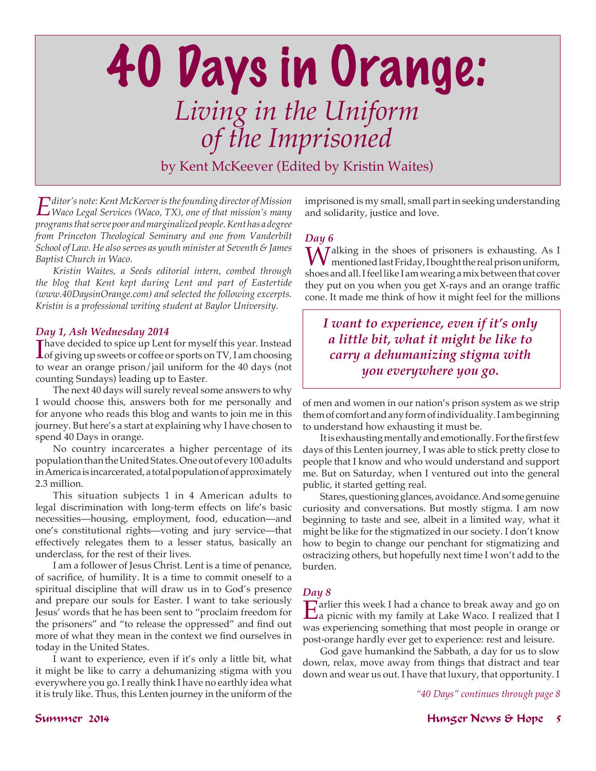# 40 Days in Orange:

## *Living in the Uniform of the Imprisoned*

by Kent McKeever (Edited by Kristin Waites)

*Editor's note: Kent McKeever is the founding director of Mission Waco Legal Services (Waco, TX), one of that mission's many programs that serve poor and marginalized people. Kent has a degree from Princeton Theological Seminary and one from Vanderbilt School of Law. He also serves as youth minister at Seventh & James Baptist Church in Waco.*

*Kristin Waites, a Seeds editorial intern, combed through the blog that Kent kept during Lent and part of Eastertide (www.40DaysinOrange.com) and selected the following excerpts. Kristin is a professional writing student at Baylor University.*

### *Day 1, Ash Wednesday 2014*

I have decided to spice up Lent for myself this year. Instead of giving up sweets or coffee or sports on TV, I am choosing to wear an orange prison/jail uniform for the 40 days (not counting Sundays) leading up to Easter.

The next 40 days will surely reveal some answers to why I would choose this, answers both for me personally and for anyone who reads this blog and wants to join me in this journey. But here's a start at explaining why I have chosen to spend 40 Days in orange.

No country incarcerates a higher percentage of its population than the United States. One out of every 100 adults in America is incarcerated, a total population of approximately 2.3 million.

This situation subjects 1 in 4 American adults to legal discrimination with long-term effects on life's basic necessities—housing, employment, food, education—and one's constitutional rights—voting and jury service—that effectively relegates them to a lesser status, basically an underclass, for the rest of their lives.

I am a follower of Jesus Christ. Lent is a time of penance, of sacrifice, of humility. It is a time to commit oneself to a spiritual discipline that will draw us in to God's presence and prepare our souls for Easter. I want to take seriously Jesus' words that he has been sent to "proclaim freedom for the prisoners" and "to release the oppressed" and find out more of what they mean in the context we find ourselves in today in the United States.

I want to experience, even if it's only a little bit, what it might be like to carry a dehumanizing stigma with you everywhere you go. I really think I have no earthly idea what it is truly like. Thus, this Lenten journey in the uniform of the imprisoned is my small, small part in seeking understanding and solidarity, justice and love.

### *Day 6*

Walking in the shoes of prisoners is exhausting. As I mentioned last Friday, I bought the real prison uniform, shoes and all. I feel like I am wearing a mix between that cover they put on you when you get X-rays and an orange traffic cone. It made me think of how it might feel for the millions of men and women in our nation's prison system as we strip them of comfort and any form of individuality. I am beginning to understand how exhausting it must be.

> ***I want to experience, even if it's only a little bit, what it might be like to carry a dehumanizing stigma with you everywhere you go.***

It is exhausting mentally and emotionally. For the first few days of this Lenten journey, I was able to stick pretty close to people that I know and who would understand and support me. But on Saturday, when I ventured out into the general public, it started getting real.

Stares, questioning glances, avoidance. And some genuine curiosity and conversations. But mostly stigma. I am now beginning to taste and see, albeit in a limited way, what it might be like for the stigmatized in our society. I don't know how to begin to change our penchant for stigmatizing and ostracizing others, but hopefully next time I won't add to the burden.

### *Day 8*

Earlier this week I had a chance to break away and go on a picnic with my family at Lake Waco. I realized that I was experiencing something that most people in orange or post-orange hardly ever get to experience: rest and leisure.

God gave humankind the Sabbath, a day for us to slow down, relax, move away from things that distract and tear down and wear us out. I have that luxury, that opportunity. I

*"40 Days" continues through page 8*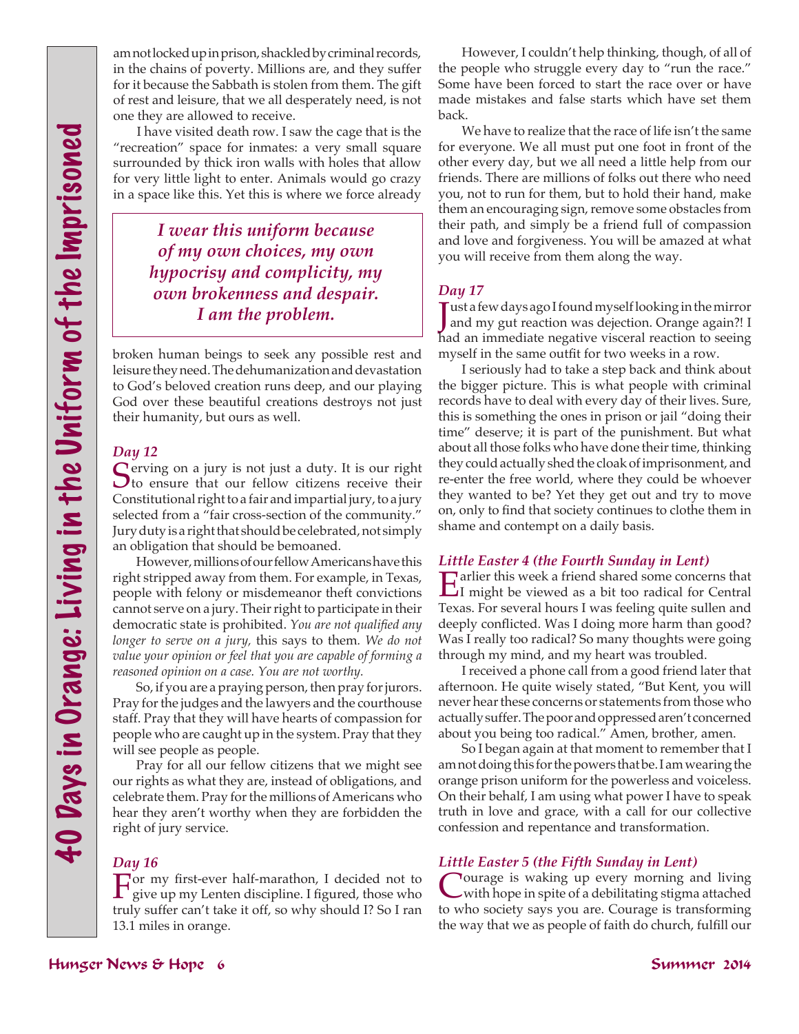am not locked up in prison, shackled by criminal records, in the chains of poverty. Millions are, and they suffer for it because the Sabbath is stolen from them. The gift of rest and leisure, that we all desperately need, is not one they are allowed to receive.

I have visited death row. I saw the cage that is the "recreation" space for inmates: a very small square surrounded by thick iron walls with holes that allow for very little light to enter. Animals would go crazy in a space like this. Yet this is where we force already broken human beings to seek any possible rest and leisure they need. The dehumanization and devastation to God's beloved creation runs deep, and our playing God over these beautiful creations destroys not just their humanity, but ours as well.

> ***I wear this uniform because of my own choices, my own hypocrisy and complicity, my own brokenness and despair. I am the problem.***

### *Day 12*

Serving on a jury is not just a duty. It is our right to ensure that our fellow citizens receive their Constitutional right to a fair and impartial jury, to a jury selected from a "fair cross-section of the community." Jury duty is a right that should be celebrated, not simply an obligation that should be bemoaned.

However, millions of our fellow Americans have this right stripped away from them. For example, in Texas, people with felony or misdemeanor theft convictions cannot serve on a jury. Their right to participate in their democratic state is prohibited. *You are not qualified any longer to serve on a jury,* this says to them. *We do not value your opinion or feel that you are capable of forming a reasoned opinion on a case. You are not worthy.*

So, if you are a praying person, then pray for jurors. Pray for the judges and the lawyers and the courthouse staff. Pray that they will have hearts of compassion for people who are caught up in the system. Pray that they will see people as people.

Pray for all our fellow citizens that we might see our rights as what they are, instead of obligations, and celebrate them. Pray for the millions of Americans who hear they aren't worthy when they are forbidden the right of jury service.

### *Day 16*

For my first-ever half-marathon, I decided not to give up my Lenten discipline. I figured, those who truly suffer can't take it off, so why should I? So I ran 13.1 miles in orange.

However, I couldn't help thinking, though, of all of the people who struggle every day to "run the race." Some have been forced to start the race over or have made mistakes and false starts which have set them back.

We have to realize that the race of life isn't the same for everyone. We all must put one foot in front of the other every day, but we all need a little help from our friends. There are millions of folks out there who need you, not to run for them, but to hold their hand, make them an encouraging sign, remove some obstacles from their path, and simply be a friend full of compassion and love and forgiveness. You will be amazed at what you will receive from them along the way.

### *Day 17*

Just a few days ago I found myself looking in the mirror and my gut reaction was dejection. Orange again?! I had an immediate negative visceral reaction to seeing myself in the same outfit for two weeks in a row.

I seriously had to take a step back and think about the bigger picture. This is what people with criminal records have to deal with every day of their lives. Sure, this is something the ones in prison or jail "doing their time" deserve; it is part of the punishment. But what about all those folks who have done their time, thinking they could actually shed the cloak of imprisonment, and re-enter the free world, where they could be whoever they wanted to be? Yet they get out and try to move on, only to find that society continues to clothe them in shame and contempt on a daily basis.

### *Little Easter 4 (the Fourth Sunday in Lent)*

Earlier this week a friend shared some concerns that I might be viewed as a bit too radical for Central Texas. For several hours I was feeling quite sullen and deeply conflicted. Was I doing more harm than good? Was I really too radical? So many thoughts were going through my mind, and my heart was troubled.

I received a phone call from a good friend later that afternoon. He quite wisely stated, "But Kent, you will never hear these concerns or statements from those who actually suffer. The poor and oppressed aren't concerned about you being too radical." Amen, brother, amen.

So I began again at that moment to remember that I am not doing this for the powers that be. I am wearing the orange prison uniform for the powerless and voiceless. On their behalf, I am using what power I have to speak truth in love and grace, with a call for our collective confession and repentance and transformation.

### *Little Easter 5 (the Fifth Sunday in Lent)*

Courage is waking up every morning and living with hope in spite of a debilitating stigma attached to who society says you are. Courage is transforming the way that we as people of faith do church, fulfill our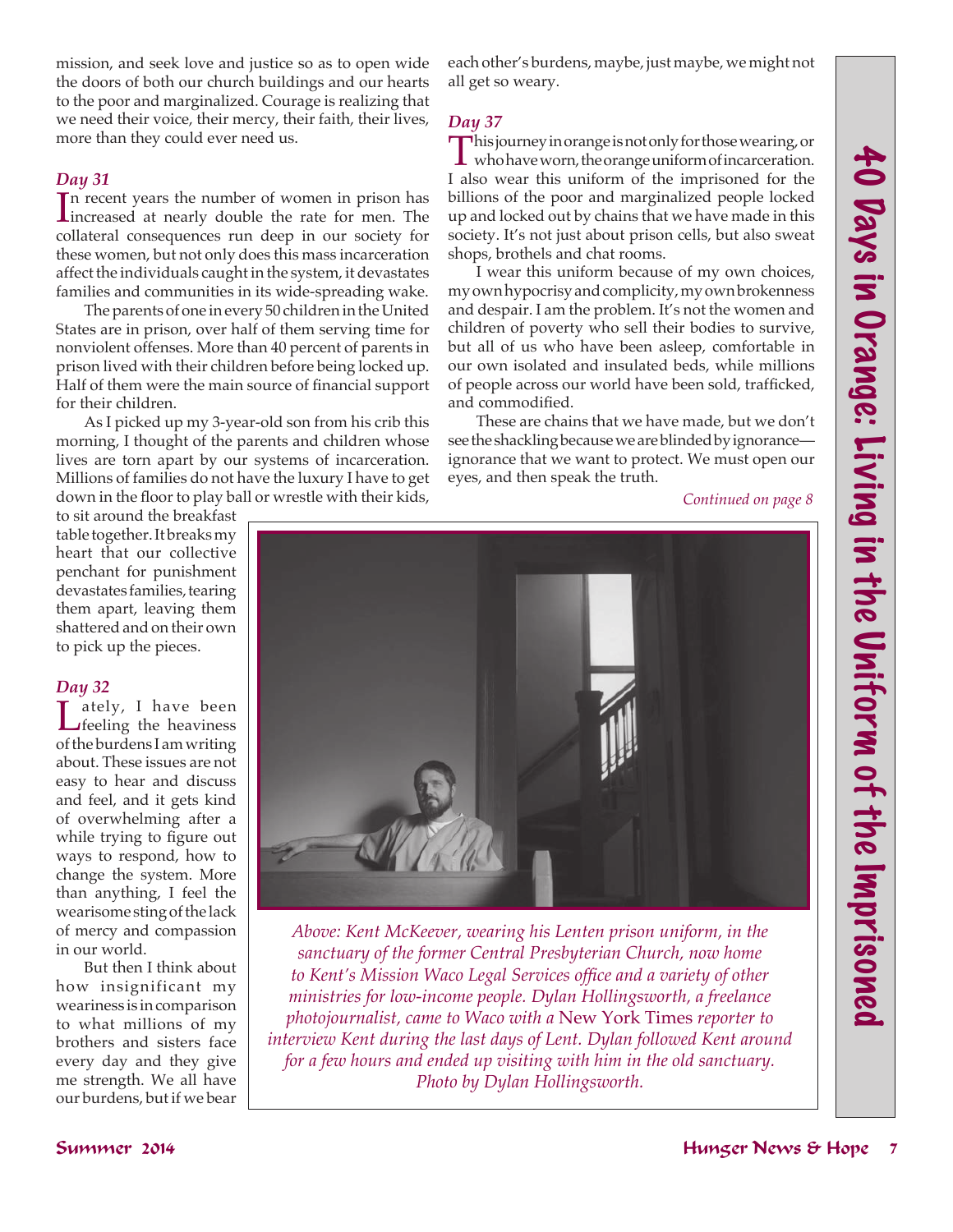mission, and seek love and justice so as to open wide the doors of both our church buildings and our hearts to the poor and marginalized. Courage is realizing that we need their voice, their mercy, their faith, their lives, more than they could ever need us.

### *Day 31*

In recent years the number of women in prison has increased at nearly double the rate for men. The collateral consequences run deep in our society for these women, but not only does this mass incarceration affect the individuals caught in the system, it devastates families and communities in its wide-spreading wake.

The parents of one in every 50 children in the United States are in prison, over half of them serving time for nonviolent offenses. More than 40 percent of parents in prison lived with their children before being locked up. Half of them were the main source of financial support for their children.

As I picked up my 3-year-old son from his crib this morning, I thought of the parents and children whose lives are torn apart by our systems of incarceration. Millions of families do not have the luxury I have to get down in the floor to play ball or wrestle with their kids, to sit around the breakfast table together. It breaks my heart that our collective penchant for punishment devastates families, tearing them apart, leaving them shattered and on their own to pick up the pieces.

### *Day 32*

Lately, I have been feeling the heaviness of the burdens I am writing about. These issues are not easy to hear and discuss and feel, and it gets kind of overwhelming after a while trying to figure out ways to respond, how to change the system. More than anything, I feel the wearisome sting of the lack of mercy and compassion in our world.

But then I think about how insignificant my weariness is in comparison to what millions of my brothers and sisters face every day and they give me strength. We all have our burdens, but if we bear each other's burdens, maybe, just maybe, we might not all get so weary.

### *Day 37*

This journey in orange is not only for those wearing, or who have worn, the orange uniform of incarceration. I also wear this uniform of the imprisoned for the billions of the poor and marginalized people locked up and locked out by chains that we have made in this society. It's not just about prison cells, but also sweat shops, brothels and chat rooms.

I wear this uniform because of my own choices, my own hypocrisy and complicity, my own brokenness and despair. I am the problem. It's not the women and children of poverty who sell their bodies to survive, but all of us who have been asleep, comfortable in our own isolated and insulated beds, while millions of people across our world have been sold, trafficked, and commodified.

These are chains that we have made, but we don't see the shackling because we are blinded by ignorance—ignorance that we want to protect. We must open our eyes, and then speak the truth.

*Continued on page 8*

*Above: Kent McKeever, wearing his Lenten prison uniform, in the sanctuary of the former Central Presbyterian Church, now home to Kent's Mission Waco Legal Services office and a variety of other ministries for low-income people. Dylan Hollingsworth, a freelance photojournalist, came to Waco with a* New York Times *reporter to interview Kent during the last days of Lent. Dylan followed Kent around for a few hours and ended up visiting with him in the old sanctuary. Photo by Dylan Hollingsworth.*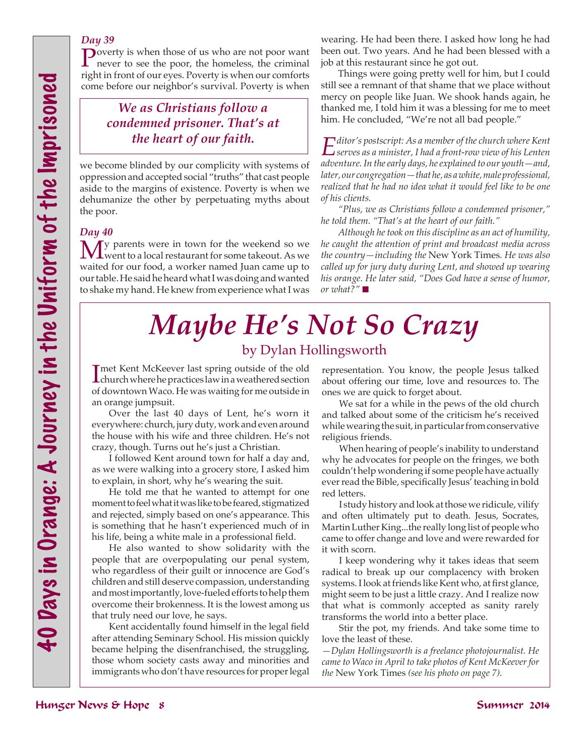*Day 39*

Poverty is when those of us who are not poor want never to see the poor, the homeless, the criminal right in front of our eyes. Poverty is when our comforts come before our neighbor's survival. Poverty is when we become blinded by our complicity with systems of oppression and accepted social "truths" that cast people aside to the margins of existence. Poverty is when we dehumanize the other by perpetuating myths about the poor.

> ***We as Christians follow a condemned prisoner. That's at the heart of our faith.***

*Day 40*

My parents were in town for the weekend so we went to a local restaurant for some takeout. As we waited for our food, a worker named Juan came up to our table. He said he heard what I was doing and wanted to shake my hand. He knew from experience what I was wearing. He had been there. I asked how long he had been out. Two years. And he had been blessed with a job at this restaurant since he got out.

Things were going pretty well for him, but I could still see a remnant of that shame that we place without mercy on people like Juan. We shook hands again, he thanked me, I told him it was a blessing for me to meet him. He concluded, "We're not all bad people."

*Editor's postscript: As a member of the church where Kent serves as a minister, I had a front-row view of his Lenten adventure. In the early days, he explained to our youth—and, later, our congregation—that he, as a white, male professional, realized that he had no idea what it would feel like to be one of his clients.*

*"Plus, we as Christians follow a condemned prisoner," he told them. "That's at the heart of our faith."*

*Although he took on this discipline as an act of humility, he caught the attention of print and broadcast media across the country—including the* New York Times*. He was also called up for jury duty during Lent, and showed up wearing his orange. He later said, "Does God have a sense of humor, or what?"* ■

# *Maybe He's Not So Crazy*

## by Dylan Hollingsworth

I met Kent McKeever last spring outside of the old church where he practices law in a weathered section of downtown Waco. He was waiting for me outside in an orange jumpsuit.

Over the last 40 days of Lent, he's worn it everywhere: church, jury duty, work and even around the house with his wife and three children. He's not crazy, though. Turns out he's just a Christian.

I followed Kent around town for half a day and, as we were walking into a grocery store, I asked him to explain, in short, why he's wearing the suit.

He told me that he wanted to attempt for one moment to feel what it was like to be feared, stigmatized and rejected, simply based on one's appearance. This is something that he hasn't experienced much of in his life, being a white male in a professional field.

He also wanted to show solidarity with the people that are overpopulating our penal system, who regardless of their guilt or innocence are God's children and still deserve compassion, understanding and most importantly, love-fueled efforts to help them overcome their brokenness. It is the lowest among us that truly need our love, he says.

Kent accidentally found himself in the legal field after attending Seminary School. His mission quickly became helping the disenfranchised, the struggling, those whom society casts away and minorities and immigrants who don't have resources for proper legal representation. You know, the people Jesus talked about offering our time, love and resources to. The ones we are quick to forget about.

We sat for a while in the pews of the old church and talked about some of the criticism he's received while wearing the suit, in particular from conservative religious friends.

When hearing of people's inability to understand why he advocates for people on the fringes, we both couldn't help wondering if some people have actually ever read the Bible, specifically Jesus' teaching in bold red letters.

I study history and look at those we ridicule, vilify and often ultimately put to death. Jesus, Socrates, Martin Luther King...the really long list of people who came to offer change and love and were rewarded for it with scorn.

I keep wondering why it takes ideas that seem radical to break up our complacency with broken systems. I look at friends like Kent who, at first glance, might seem to be just a little crazy. And I realize now that what is commonly accepted as sanity rarely transforms the world into a better place.

Stir the pot, my friends. And take some time to love the least of these.

*—Dylan Hollingsworth is a freelance photojournalist. He came to Waco in April to take photos of Kent McKeever for the* New York Times *(see his photo on page 7).*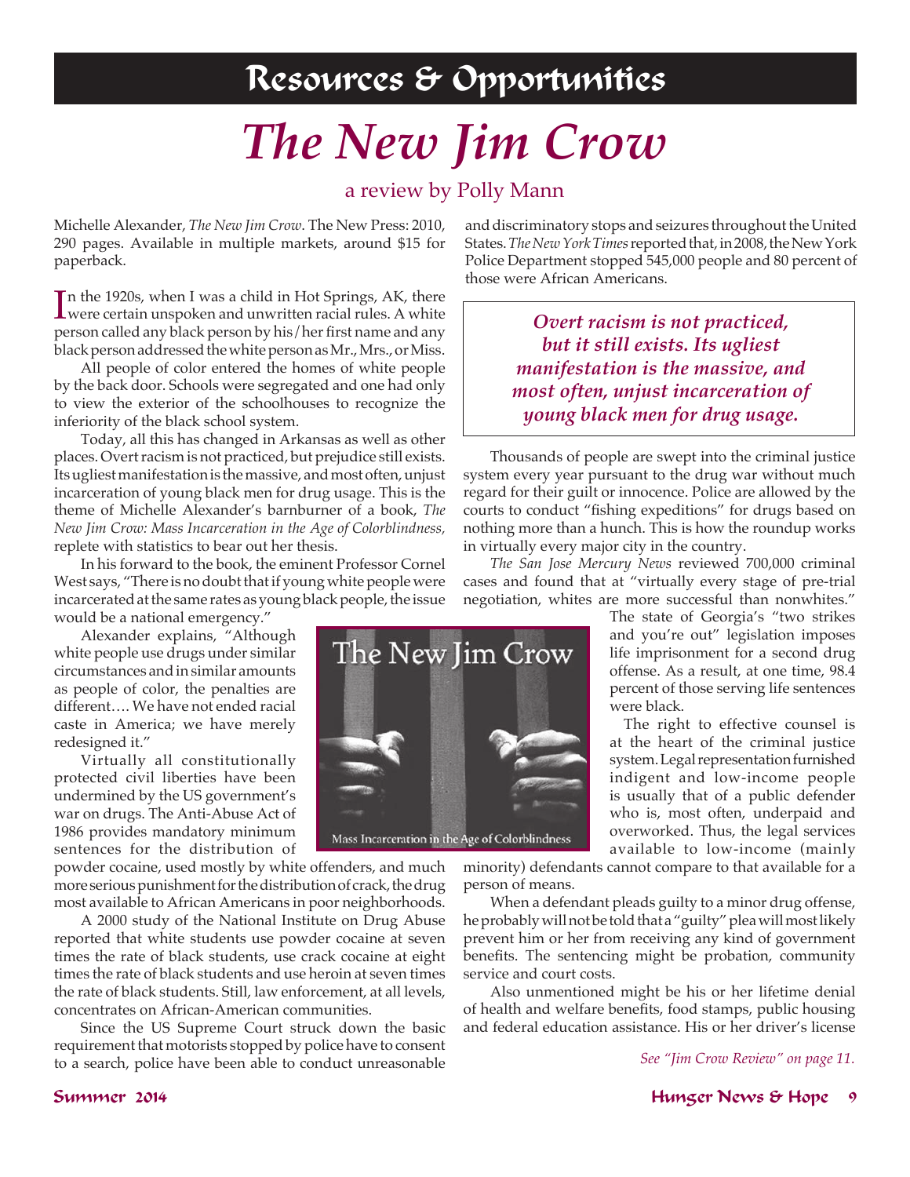## Resources & Opportunities

# *The New Jim Crow*

### a review by Polly Mann

Michelle Alexander, *The New Jim Crow*. The New Press: 2010, 290 pages. Available in multiple markets, around $15 for paperback.

In the 1920s, when I was a child in Hot Springs, AK, there were certain unspoken and unwritten racial rules. A white person called any black person by his/her first name and any black person addressed the white person as Mr., Mrs., or Miss.

All people of color entered the homes of white people by the back door. Schools were segregated and one had only to view the exterior of the schoolhouses to recognize the inferiority of the black school system.

Today, all this has changed in Arkansas as well as other places. Overt racism is not practiced, but prejudice still exists. Its ugliest manifestation is the massive, and most often, unjust incarceration of young black men for drug usage. This is the theme of Michelle Alexander's barnburner of a book, *The New Jim Crow: Mass Incarceration in the Age of Colorblindness,* replete with statistics to bear out her thesis.

In his forward to the book, the eminent Professor Cornel West says, "There is no doubt that if young white people were incarcerated at the same rates as young black people, the issue would be a national emergency."

Alexander explains, "Although white people use drugs under similar circumstances and in similar amounts as people of color, the penalties are different…. We have not ended racial caste in America; we have merely redesigned it."

Virtually all constitutionally protected civil liberties have been undermined by the US government's war on drugs. The Anti-Abuse Act of 1986 provides mandatory minimum sentences for the distribution of powder cocaine, used mostly by white offenders, and much more serious punishment for the distribution of crack, the drug most available to African Americans in poor neighborhoods.

A 2000 study of the National Institute on Drug Abuse reported that white students use powder cocaine at seven times the rate of black students, use crack cocaine at eight times the rate of black students and use heroin at seven times the rate of black students. Still, law enforcement, at all levels, concentrates on African-American communities.

Since the US Supreme Court struck down the basic requirement that motorists stopped by police have to consent to a search, police have been able to conduct unreasonable and discriminatory stops and seizures throughout the United States. *The New York Times* reported that, in 2008, the New York Police Department stopped 545,000 people and 80 percent of those were African Americans.

> ***Overt racism is not practiced, but it still exists. Its ugliest manifestation is the massive, and most often, unjust incarceration of young black men for drug usage.***

Thousands of people are swept into the criminal justice system every year pursuant to the drug war without much regard for their guilt or innocence. Police are allowed by the courts to conduct "fishing expeditions" for drugs based on nothing more than a hunch. This is how the roundup works in virtually every major city in the country.

*The San Jose Mercury News* reviewed 700,000 criminal cases and found that at "virtually every stage of pre-trial negotiation, whites are more successful than nonwhites."

The state of Georgia's "two strikes and you're out" legislation imposes life imprisonment for a second drug offense. As a result, at one time, 98.4 percent of those serving life sentences were black.

The right to effective counsel is at the heart of the criminal justice system. Legal representation furnished indigent and low-income people is usually that of a public defender who is, most often, underpaid and overworked. Thus, the legal services available to low-income (mainly minority) defendants cannot compare to that available for a person of means.

When a defendant pleads guilty to a minor drug offense, he probably will not be told that a "guilty" plea will most likely prevent him or her from receiving any kind of government benefits. The sentencing might be probation, community service and court costs.

Also unmentioned might be his or her lifetime denial of health and welfare benefits, food stamps, public housing and federal education assistance. His or her driver's license

*See "Jim Crow Review" on page 11.*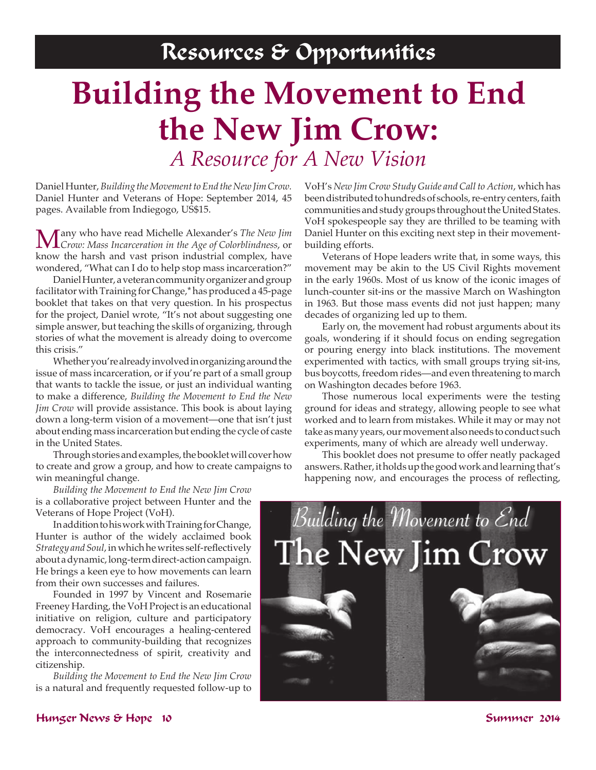## Resources & Opportunities

# Building the Movement to End the New Jim Crow:

### *A Resource for A New Vision*

Daniel Hunter, *Building the Movement to End the New Jim Crow*. Daniel Hunter and Veterans of Hope: September 2014, 45 pages. Available from Indiegogo, US$15.

Many who have read Michelle Alexander's *The New Jim Crow: Mass Incarceration in the Age of Colorblindness*, or know the harsh and vast prison industrial complex, have wondered, "What can I do to help stop mass incarceration?"

Daniel Hunter, a veteran community organizer and group facilitator with Training for Change,* has produced a 45-page booklet that takes on that very question. In his prospectus for the project, Daniel wrote, "It's not about suggesting one simple answer, but teaching the skills of organizing, through stories of what the movement is already doing to overcome this crisis."

Whether you're already involved in organizing around the issue of mass incarceration, or if you're part of a small group that wants to tackle the issue, or just an individual wanting to make a difference, *Building the Movement to End the New Jim Crow* will provide assistance. This book is about laying down a long-term vision of a movement—one that isn't just about ending mass incarceration but ending the cycle of caste in the United States.

Through stories and examples, the booklet will cover how to create and grow a group, and how to create campaigns to win meaningful change.

*Building the Movement to End the New Jim Crow* is a collaborative project between Hunter and the Veterans of Hope Project (VoH).

In addition to his work with Training for Change, Hunter is author of the widely acclaimed book *Strategy and Soul*, in which he writes self-reflectively about a dynamic, long-term direct-action campaign. He brings a keen eye to how movements can learn from their own successes and failures.

Founded in 1997 by Vincent and Rosemarie Freeney Harding, the VoH Project is an educational initiative on religion, culture and participatory democracy. VoH encourages a healing-centered approach to community-building that recognizes the interconnectedness of spirit, creativity and citizenship.

*Building the Movement to End the New Jim Crow* is a natural and frequently requested follow-up to VoH's *New Jim Crow Study Guide and Call to Action*, which has been distributed to hundreds of schools, re-entry centers, faith communities and study groups throughout the United States. VoH spokespeople say they are thrilled to be teaming with Daniel Hunter on this exciting next step in their movement-building efforts.

Veterans of Hope leaders write that, in some ways, this movement may be akin to the US Civil Rights movement in the early 1960s. Most of us know of the iconic images of lunch-counter sit-ins or the massive March on Washington in 1963. But those mass events did not just happen; many decades of organizing led up to them.

Early on, the movement had robust arguments about its goals, wondering if it should focus on ending segregation or pouring energy into black institutions. The movement experimented with tactics, with small groups trying sit-ins, bus boycotts, freedom rides—and even threatening to march on Washington decades before 1963.

Those numerous local experiments were the testing ground for ideas and strategy, allowing people to see what worked and to learn from mistakes. While it may or may not take as many years, our movement also needs to conduct such experiments, many of which are already well underway.

This booklet does not presume to offer neatly packaged answers. Rather, it holds up the good work and learning that's happening now, and encourages the process of reflecting,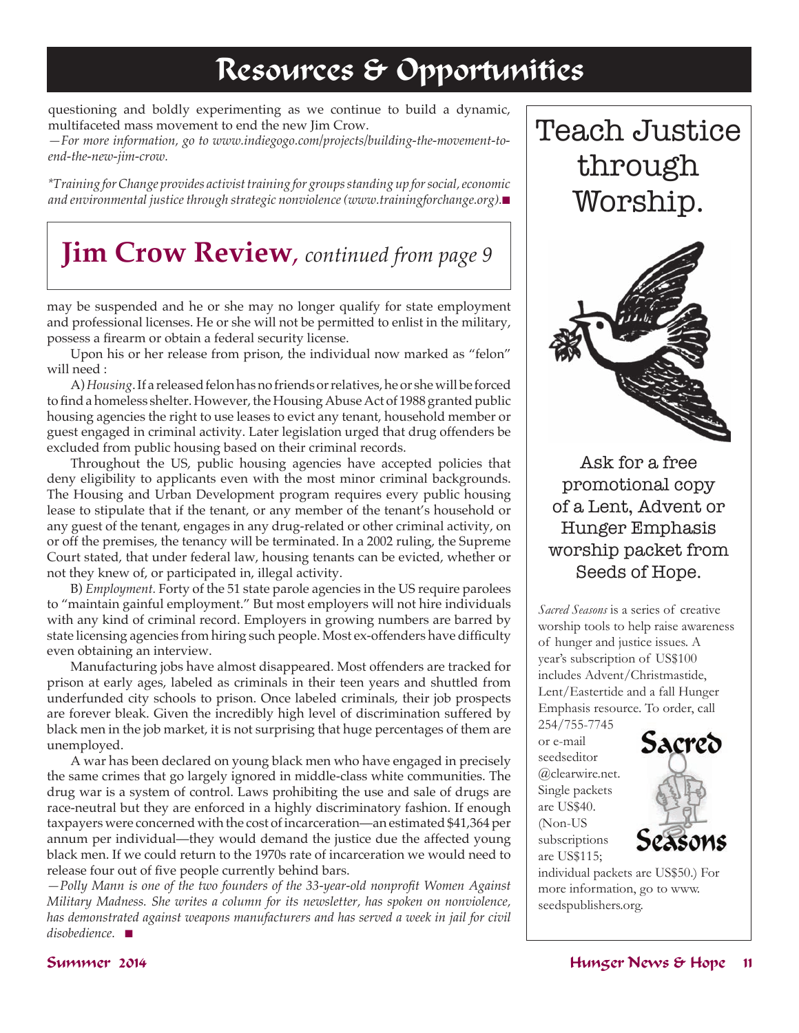## Resources & Opportunities

questioning and boldly experimenting as we continue to build a dynamic, multifaceted mass movement to end the new Jim Crow.

*—For more information, go to www.indiegogo.com/projects/building-the-movement-to-end-the-new-jim-crow.*

*\*Training for Change provides activist training for groups standing up for social, economic and environmental justice through strategic nonviolence (www.trainingforchange.org).*■

## Jim Crow Review, *continued from page 9*

may be suspended and he or she may no longer qualify for state employment and professional licenses. He or she will not be permitted to enlist in the military, possess a firearm or obtain a federal security license.

Upon his or her release from prison, the individual now marked as "felon" will need :

A) *Housing.* If a released felon has no friends or relatives, he or she will be forced to find a homeless shelter. However, the Housing Abuse Act of 1988 granted public housing agencies the right to use leases to evict any tenant, household member or guest engaged in criminal activity. Later legislation urged that drug offenders be excluded from public housing based on their criminal records.

Throughout the US, public housing agencies have accepted policies that deny eligibility to applicants even with the most minor criminal backgrounds. The Housing and Urban Development program requires every public housing lease to stipulate that if the tenant, or any member of the tenant's household or any guest of the tenant, engages in any drug-related or other criminal activity, on or off the premises, the tenancy will be terminated. In a 2002 ruling, the Supreme Court stated, that under federal law, housing tenants can be evicted, whether or not they knew of, or participated in, illegal activity.

B) *Employment.* Forty of the 51 state parole agencies in the US require parolees to "maintain gainful employment." But most employers will not hire individuals with any kind of criminal record. Employers in growing numbers are barred by state licensing agencies from hiring such people. Most ex-offenders have difficulty even obtaining an interview.

Manufacturing jobs have almost disappeared. Most offenders are tracked for prison at early ages, labeled as criminals in their teen years and shuttled from underfunded city schools to prison. Once labeled criminals, their job prospects are forever bleak. Given the incredibly high level of discrimination suffered by black men in the job market, it is not surprising that huge percentages of them are unemployed.

A war has been declared on young black men who have engaged in precisely the same crimes that go largely ignored in middle-class white communities. The drug war is a system of control. Laws prohibiting the use and sale of drugs are race-neutral but they are enforced in a highly discriminatory fashion. If enough taxpayers were concerned with the cost of incarceration—an estimated $41,364 per annum per individual—they would demand the justice due the affected young black men. If we could return to the 1970s rate of incarceration we would need to release four out of five people currently behind bars.

*—Polly Mann is one of the two founders of the 33-year-old nonprofit Women Against Military Madness. She writes a column for its newsletter, has spoken on nonviolence, has demonstrated against weapons manufacturers and has served a week in jail for civil disobedience.* ■

## Teach Justice through Worship.

Ask for a free promotional copy of a Lent, Advent or Hunger Emphasis worship packet from Seeds of Hope.

*Sacred Seasons* is a series of creative worship tools to help raise awareness of hunger and justice issues. A year's subscription of US$100 includes Advent/Christmastide, Lent/Eastertide and a fall Hunger Emphasis resource. To order, call 254/755-7745 or e-mail seedseditor @clearwire.net. Single packets are US$40. (Non-US subscriptions are US$115; individual packets are US$50.) For more information, go to www.seedspublishers.org.

Sacred Seasons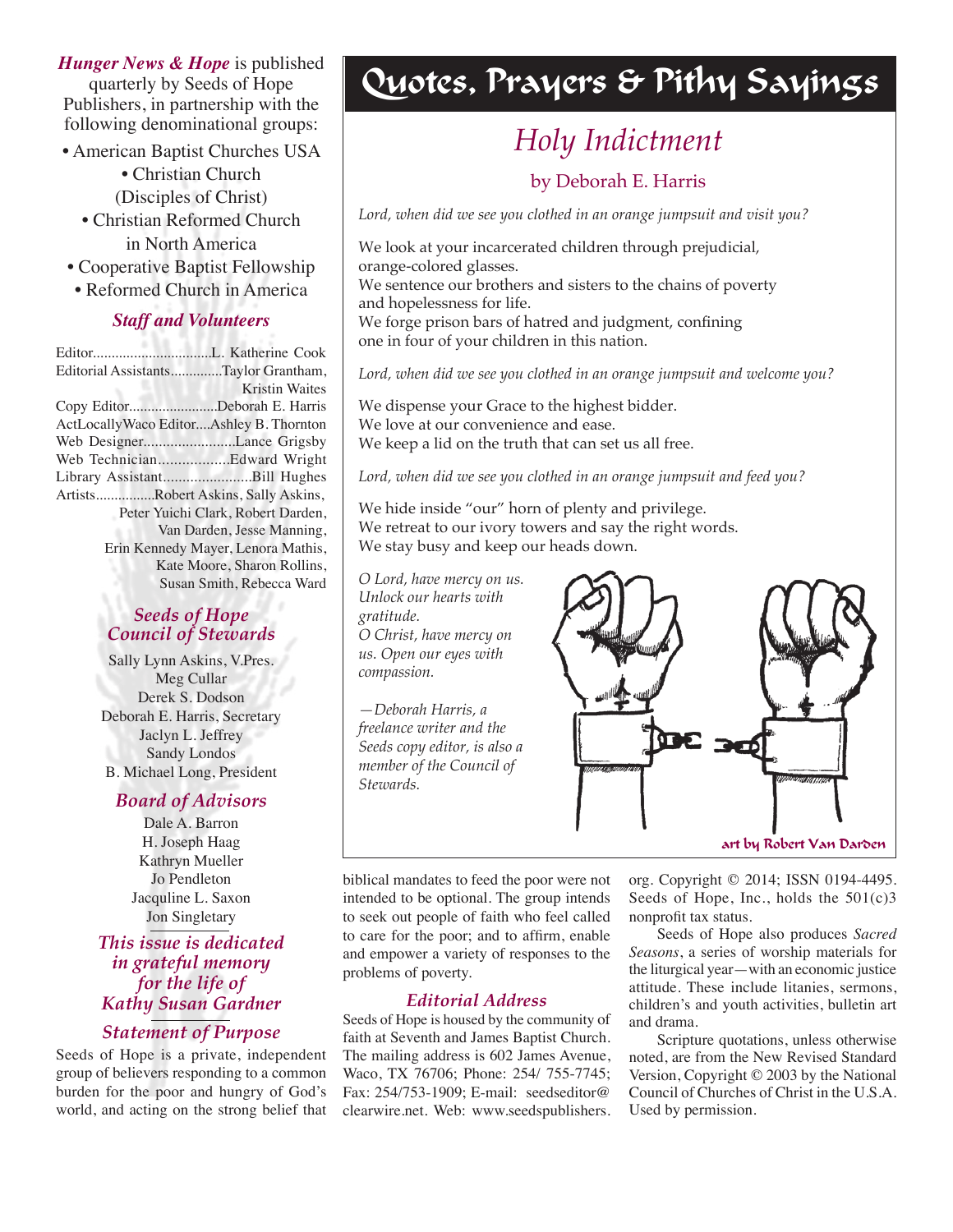***Hunger News & Hope*** is published quarterly by Seeds of Hope Publishers, in partnership with the following denominational groups:

- American Baptist Churches USA
- Christian Church (Disciples of Christ)
- Christian Reformed Church in North America
- Cooperative Baptist Fellowship
- Reformed Church in America

### *Staff and Volunteers*

Editor................................L. Katherine Cook
Editorial Assistants..............Taylor Grantham, Kristin Waites
Copy Editor........................Deborah E. Harris
ActLocallyWaco Editor....Ashley B. Thornton
Web Designer........................Lance Grigsby
Web Technician..................Edward Wright
Library Assistant.......................Bill Hughes
Artists................Robert Askins, Sally Askins, Peter Yuichi Clark, Robert Darden, Van Darden, Jesse Manning, Erin Kennedy Mayer, Lenora Mathis, Kate Moore, Sharon Rollins, Susan Smith, Rebecca Ward

### *Seeds of Hope Council of Stewards*

Sally Lynn Askins, V.Pres.
Meg Cullar
Derek S. Dodson
Deborah E. Harris, Secretary
Jaclyn L. Jeffrey
Sandy Londos
B. Michael Long, President

### *Board of Advisors*

Dale A. Barron
H. Joseph Haag
Kathryn Mueller
Jo Pendleton
Jacquline L. Saxon
Jon Singletary

### *This issue is dedicated in grateful memory for the life of Kathy Susan Gardner*

### *Statement of Purpose*

Seeds of Hope is a private, independent group of believers responding to a common burden for the poor and hungry of God's world, and acting on the strong belief that biblical mandates to feed the poor were not intended to be optional. The group intends to seek out people of faith who feel called to care for the poor; and to affirm, enable and empower a variety of responses to the problems of poverty.

### *Editorial Address*

Seeds of Hope is housed by the community of faith at Seventh and James Baptist Church. The mailing address is 602 James Avenue, Waco, TX 76706; Phone: 254/ 755-7745; Fax: 254/753-1909; E-mail: seedseditor@clearwire.net. Web: www.seedspublishers.org. Copyright © 2014; ISSN 0194-4495. Seeds of Hope, Inc., holds the 501(c)3 nonprofit tax status.

Seeds of Hope also produces *Sacred Seasons*, a series of worship materials for the liturgical year—with an economic justice attitude. These include litanies, sermons, children's and youth activities, bulletin art and drama.

Scripture quotations, unless otherwise noted, are from the New Revised Standard Version, Copyright © 2003 by the National Council of Churches of Christ in the U.S.A. Used by permission.

# Quotes, Prayers & Pithy Sayings

## *Holy Indictment*

### by Deborah E. Harris

*Lord, when did we see you clothed in an orange jumpsuit and visit you?*

We look at your incarcerated children through prejudicial, orange-colored glasses.
We sentence our brothers and sisters to the chains of poverty and hopelessness for life.
We forge prison bars of hatred and judgment, confining one in four of your children in this nation.

*Lord, when did we see you clothed in an orange jumpsuit and welcome you?*

We dispense your Grace to the highest bidder.
We love at our convenience and ease.
We keep a lid on the truth that can set us all free.

*Lord, when did we see you clothed in an orange jumpsuit and feed you?*

We hide inside "our" horn of plenty and privilege.
We retreat to our ivory towers and say the right words.
We stay busy and keep our heads down.

*O Lord, have mercy on us. Unlock our hearts with gratitude.*
*O Christ, have mercy on us. Open our eyes with compassion.*

*—Deborah Harris, a freelance writer and the Seeds copy editor, is also a member of the Council of Stewards.*

art by Robert Van Darden